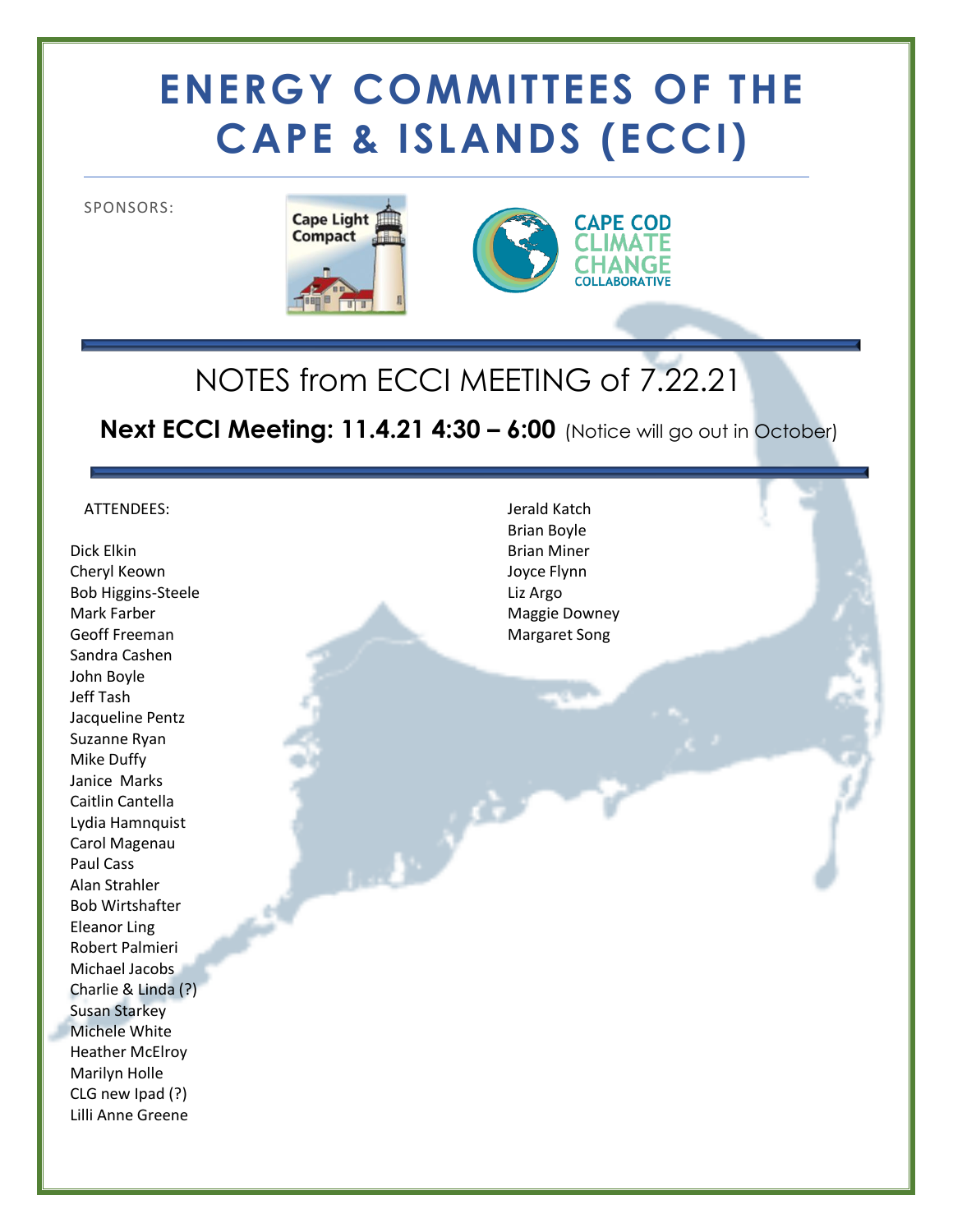# ENERGY COMMITTEES OF THE CAPE & ISLANDS (ECCI)

SPONSORS:

Cape Light Compact

CAPE COD CLIMATE CHANGE COLLABORATIVE

## NOTES from ECCI MEETING of 7.22.21

**Next ECCI Meeting: 11.4.21 4:30 – 6:00** (Notice will go out in October)

ATTENDEES:

Dick Elkin
Cheryl Keown
Bob Higgins-Steele
Mark Farber
Geoff Freeman
Sandra Cashen
John Boyle
Jeff Tash
Jacqueline Pentz
Suzanne Ryan
Mike Duffy
Janice Marks
Caitlin Cantella
Lydia Hamnquist
Carol Magenau
Paul Cass
Alan Strahler
Bob Wirtshafter
Eleanor Ling
Robert Palmieri
Michael Jacobs
Charlie & Linda (?)
Susan Starkey
Michele White
Heather McElroy
Marilyn Holle
CLG new Ipad (?)
Lilli Anne Greene
Jerald Katch
Brian Boyle
Brian Miner
Joyce Flynn
Liz Argo
Maggie Downey
Margaret Song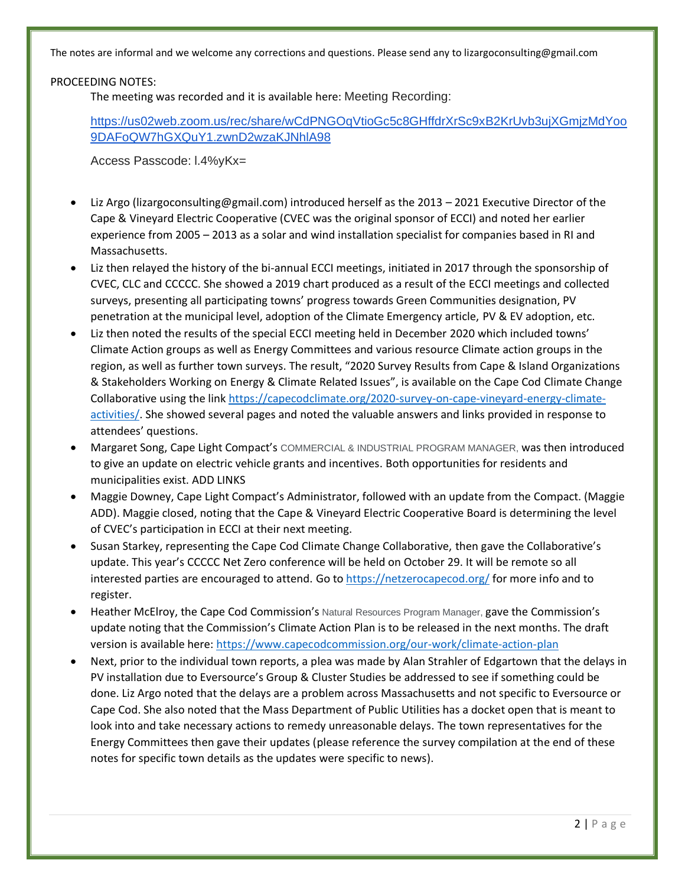The notes are informal and we welcome any corrections and questions. Please send any to lizargoconsulting@gmail.com

PROCEEDING NOTES:

The meeting was recorded and it is available here: Meeting Recording:

https://us02web.zoom.us/rec/share/wCdPNGOqVtioGc5c8GHffdrXrSc9xB2KrUvb3ujXGmjzMdYoo9DAFoQW7hGXQuY1.zwnD2wzaKJNhlA98

Access Passcode: l.4%yKx=

- Liz Argo (lizargoconsulting@gmail.com) introduced herself as the 2013 – 2021 Executive Director of the Cape & Vineyard Electric Cooperative (CVEC was the original sponsor of ECCI) and noted her earlier experience from 2005 – 2013 as a solar and wind installation specialist for companies based in RI and Massachusetts.
- Liz then relayed the history of the bi-annual ECCI meetings, initiated in 2017 through the sponsorship of CVEC, CLC and CCCCC. She showed a 2019 chart produced as a result of the ECCI meetings and collected surveys, presenting all participating towns' progress towards Green Communities designation, PV penetration at the municipal level, adoption of the Climate Emergency article, PV & EV adoption, etc.
- Liz then noted the results of the special ECCI meeting held in December 2020 which included towns' Climate Action groups as well as Energy Committees and various resource Climate action groups in the region, as well as further town surveys. The result, "2020 Survey Results from Cape & Island Organizations & Stakeholders Working on Energy & Climate Related Issues", is available on the Cape Cod Climate Change Collaborative using the link https://capecodclimate.org/2020-survey-on-cape-vineyard-energy-climate-activities/. She showed several pages and noted the valuable answers and links provided in response to attendees' questions.
- Margaret Song, Cape Light Compact's COMMERCIAL & INDUSTRIAL PROGRAM MANAGER, was then introduced to give an update on electric vehicle grants and incentives. Both opportunities for residents and municipalities exist. ADD LINKS
- Maggie Downey, Cape Light Compact's Administrator, followed with an update from the Compact. (Maggie ADD). Maggie closed, noting that the Cape & Vineyard Electric Cooperative Board is determining the level of CVEC's participation in ECCI at their next meeting.
- Susan Starkey, representing the Cape Cod Climate Change Collaborative, then gave the Collaborative's update. This year's CCCCC Net Zero conference will be held on October 29. It will be remote so all interested parties are encouraged to attend. Go to https://netzerocapecod.org/ for more info and to register.
- Heather McElroy, the Cape Cod Commission's Natural Resources Program Manager, gave the Commission's update noting that the Commission's Climate Action Plan is to be released in the next months. The draft version is available here: https://www.capecodcommission.org/our-work/climate-action-plan
- Next, prior to the individual town reports, a plea was made by Alan Strahler of Edgartown that the delays in PV installation due to Eversource's Group & Cluster Studies be addressed to see if something could be done. Liz Argo noted that the delays are a problem across Massachusetts and not specific to Eversource or Cape Cod. She also noted that the Mass Department of Public Utilities has a docket open that is meant to look into and take necessary actions to remedy unreasonable delays. The town representatives for the Energy Committees then gave their updates (please reference the survey compilation at the end of these notes for specific town details as the updates were specific to news).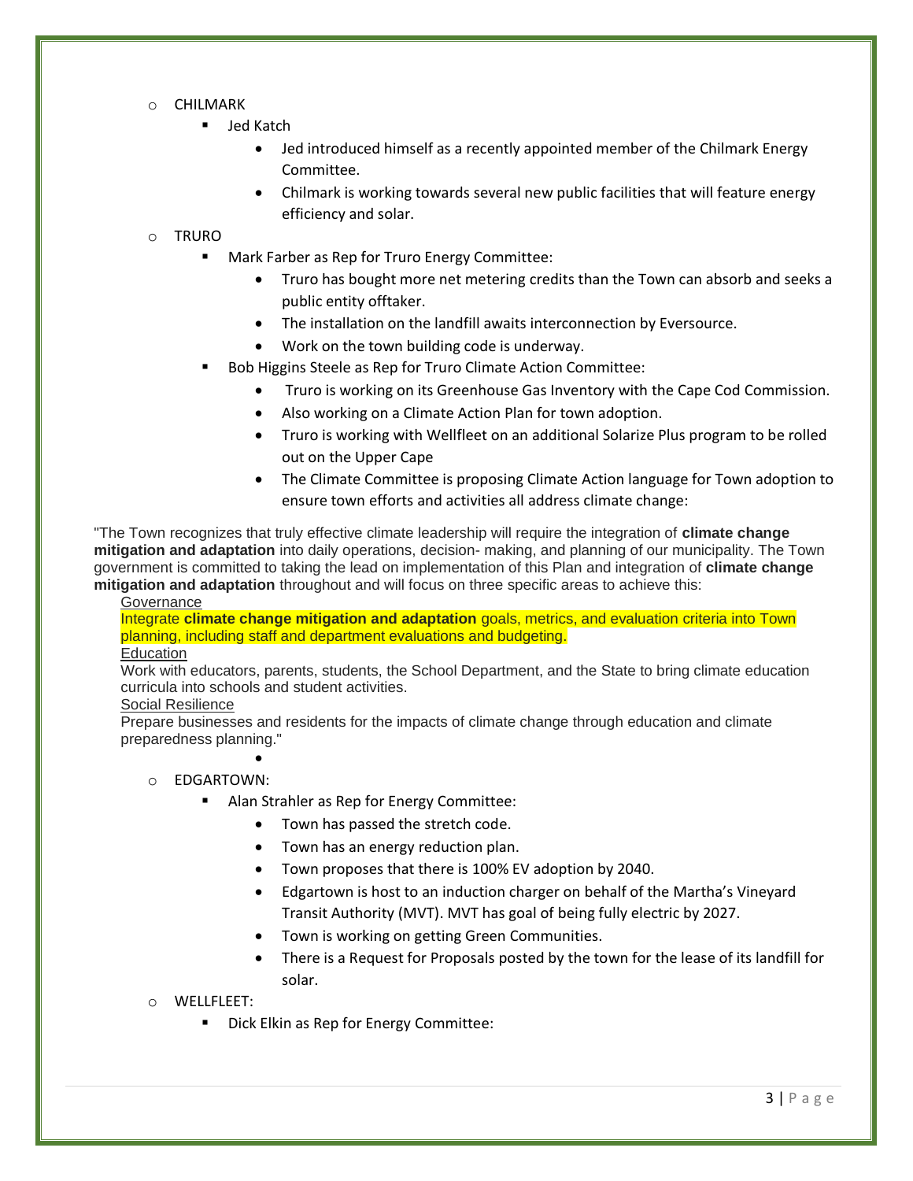- CHILMARK
  - Jed Katch
    - Jed introduced himself as a recently appointed member of the Chilmark Energy Committee.
    - Chilmark is working towards several new public facilities that will feature energy efficiency and solar.
- TRURO
  - Mark Farber as Rep for Truro Energy Committee:
    - Truro has bought more net metering credits than the Town can absorb and seeks a public entity offtaker.
    - The installation on the landfill awaits interconnection by Eversource.
    - Work on the town building code is underway.
  - Bob Higgins Steele as Rep for Truro Climate Action Committee:
    - Truro is working on its Greenhouse Gas Inventory with the Cape Cod Commission.
    - Also working on a Climate Action Plan for town adoption.
    - Truro is working with Wellfleet on an additional Solarize Plus program to be rolled out on the Upper Cape
    - The Climate Committee is proposing Climate Action language for Town adoption to ensure town efforts and activities all address climate change:

"The Town recognizes that truly effective climate leadership will require the integration of **climate change mitigation and adaptation** into daily operations, decision- making, and planning of our municipality. The Town government is committed to taking the lead on implementation of this Plan and integration of **climate change mitigation and adaptation** throughout and will focus on three specific areas to achieve this:

Governance

Integrate **climate change mitigation and adaptation** goals, metrics, and evaluation criteria into Town planning, including staff and department evaluations and budgeting.

Education

Work with educators, parents, students, the School Department, and the State to bring climate education curricula into schools and student activities.

Social Resilience

Prepare businesses and residents for the impacts of climate change through education and climate preparedness planning."

- EDGARTOWN:
  - Alan Strahler as Rep for Energy Committee:
    - Town has passed the stretch code.
    - Town has an energy reduction plan.
    - Town proposes that there is 100% EV adoption by 2040.
    - Edgartown is host to an induction charger on behalf of the Martha's Vineyard Transit Authority (MVT). MVT has goal of being fully electric by 2027.
    - Town is working on getting Green Communities.
    - There is a Request for Proposals posted by the town for the lease of its landfill for solar.
- WELLFLEET:
  - Dick Elkin as Rep for Energy Committee: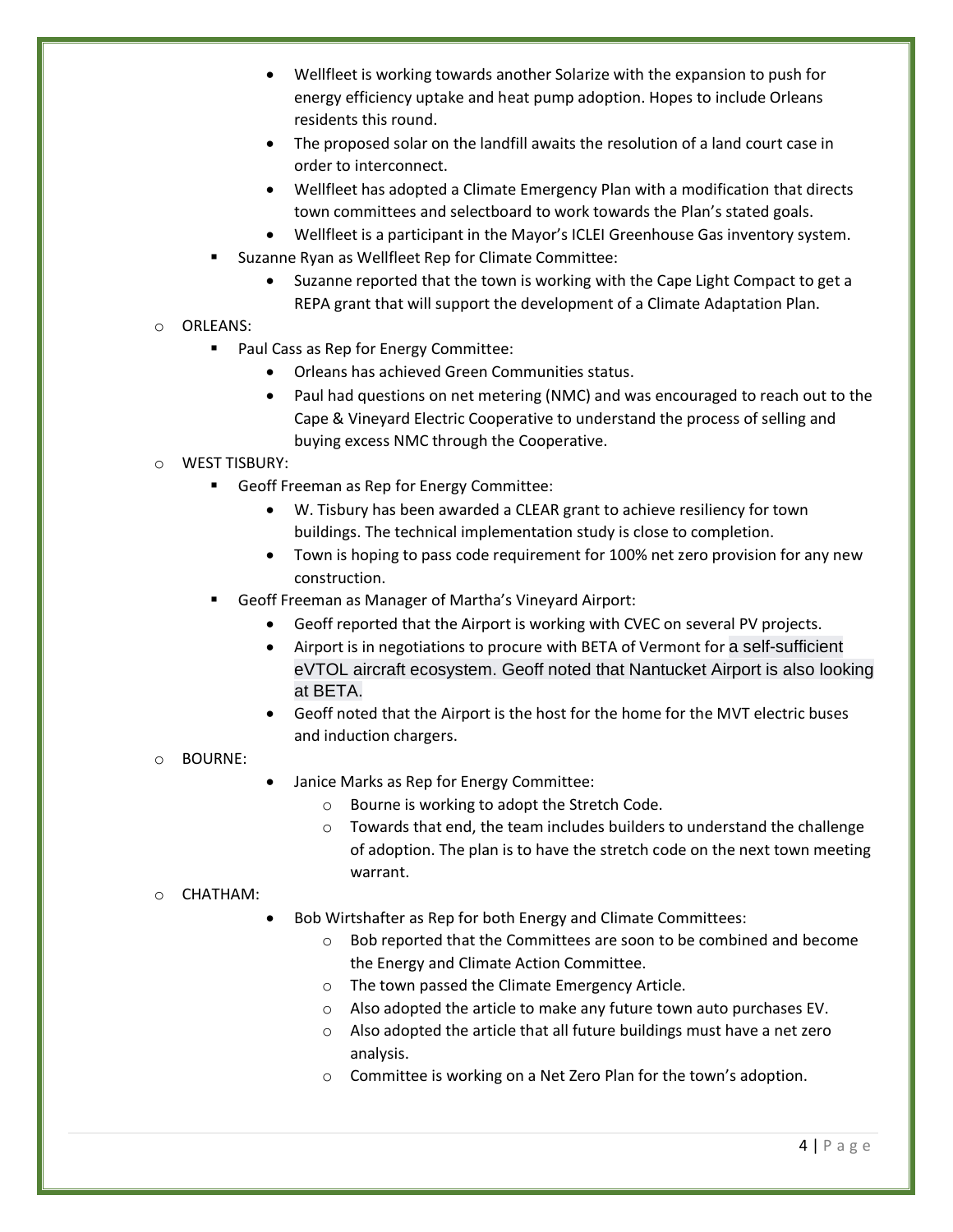- Wellfleet is working towards another Solarize with the expansion to push for energy efficiency uptake and heat pump adoption. Hopes to include Orleans residents this round.
    - The proposed solar on the landfill awaits the resolution of a land court case in order to interconnect.
    - Wellfleet has adopted a Climate Emergency Plan with a modification that directs town committees and selectboard to work towards the Plan's stated goals.
    - Wellfleet is a participant in the Mayor's ICLEI Greenhouse Gas inventory system.
  - Suzanne Ryan as Wellfleet Rep for Climate Committee:
    - Suzanne reported that the town is working with the Cape Light Compact to get a REPA grant that will support the development of a Climate Adaptation Plan.
- ORLEANS:
  - Paul Cass as Rep for Energy Committee:
    - Orleans has achieved Green Communities status.
    - Paul had questions on net metering (NMC) and was encouraged to reach out to the Cape & Vineyard Electric Cooperative to understand the process of selling and buying excess NMC through the Cooperative.
- WEST TISBURY:
  - Geoff Freeman as Rep for Energy Committee:
    - W. Tisbury has been awarded a CLEAR grant to achieve resiliency for town buildings. The technical implementation study is close to completion.
    - Town is hoping to pass code requirement for 100% net zero provision for any new construction.
  - Geoff Freeman as Manager of Martha's Vineyard Airport:
    - Geoff reported that the Airport is working with CVEC on several PV projects.
    - Airport is in negotiations to procure with BETA of Vermont for a self-sufficient eVTOL aircraft ecosystem. Geoff noted that Nantucket Airport is also looking at BETA.
    - Geoff noted that the Airport is the host for the home for the MVT electric buses and induction chargers.
- BOURNE:
  - Janice Marks as Rep for Energy Committee:
    - Bourne is working to adopt the Stretch Code.
    - Towards that end, the team includes builders to understand the challenge of adoption. The plan is to have the stretch code on the next town meeting warrant.
- CHATHAM:
  - Bob Wirtshafter as Rep for both Energy and Climate Committees:
    - Bob reported that the Committees are soon to be combined and become the Energy and Climate Action Committee.
    - The town passed the Climate Emergency Article.
    - Also adopted the article to make any future town auto purchases EV.
    - Also adopted the article that all future buildings must have a net zero analysis.
    - Committee is working on a Net Zero Plan for the town's adoption.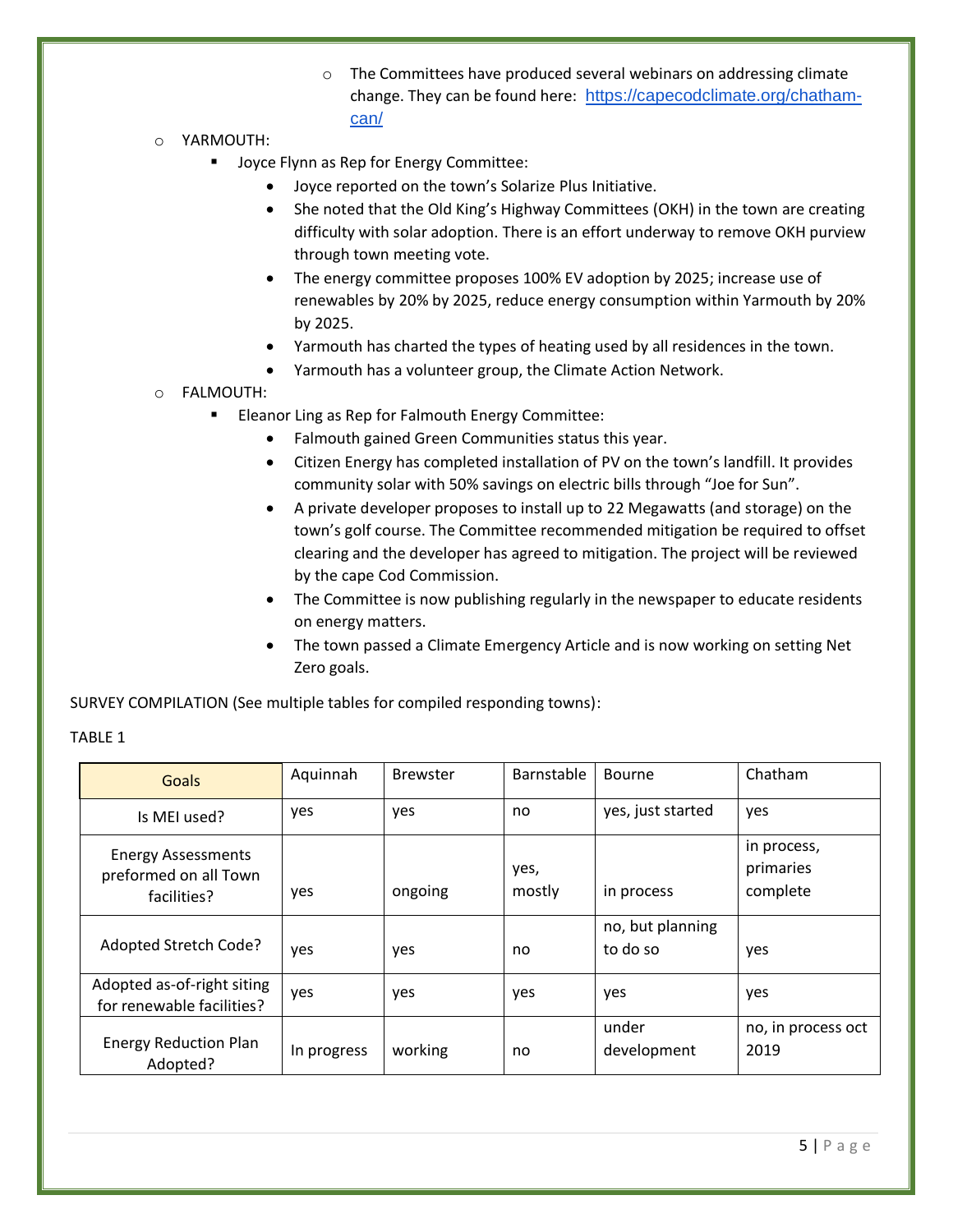- The Committees have produced several webinars on addressing climate change. They can be found here: https://capecodclimate.org/chatham-can/

- YARMOUTH:
  - Joyce Flynn as Rep for Energy Committee:
    - Joyce reported on the town's Solarize Plus Initiative.
    - She noted that the Old King's Highway Committees (OKH) in the town are creating difficulty with solar adoption. There is an effort underway to remove OKH purview through town meeting vote.
    - The energy committee proposes 100% EV adoption by 2025; increase use of renewables by 20% by 2025, reduce energy consumption within Yarmouth by 20% by 2025.
    - Yarmouth has charted the types of heating used by all residences in the town.
    - Yarmouth has a volunteer group, the Climate Action Network.
- FALMOUTH:
  - Eleanor Ling as Rep for Falmouth Energy Committee:
    - Falmouth gained Green Communities status this year.
    - Citizen Energy has completed installation of PV on the town's landfill. It provides community solar with 50% savings on electric bills through "Joe for Sun".
    - A private developer proposes to install up to 22 Megawatts (and storage) on the town's golf course. The Committee recommended mitigation be required to offset clearing and the developer has agreed to mitigation. The project will be reviewed by the cape Cod Commission.
    - The Committee is now publishing regularly in the newspaper to educate residents on energy matters.
    - The town passed a Climate Emergency Article and is now working on setting Net Zero goals.

SURVEY COMPILATION (See multiple tables for compiled responding towns):

TABLE 1

| Goals | Aquinnah | Brewster | Barnstable | Bourne | Chatham |
|---|---|---|---|---|---|
| Is MEI used? | yes | yes | no | yes, just started | yes |
| Energy Assessments preformed on all Town facilities? | yes | ongoing | yes, mostly | in process | in process, primaries complete |
| Adopted Stretch Code? | yes | yes | no | no, but planning to do so | yes |
| Adopted as-of-right siting for renewable facilities? | yes | yes | yes | yes | yes |
| Energy Reduction Plan Adopted? | In progress | working | no | under development | no, in process oct 2019 |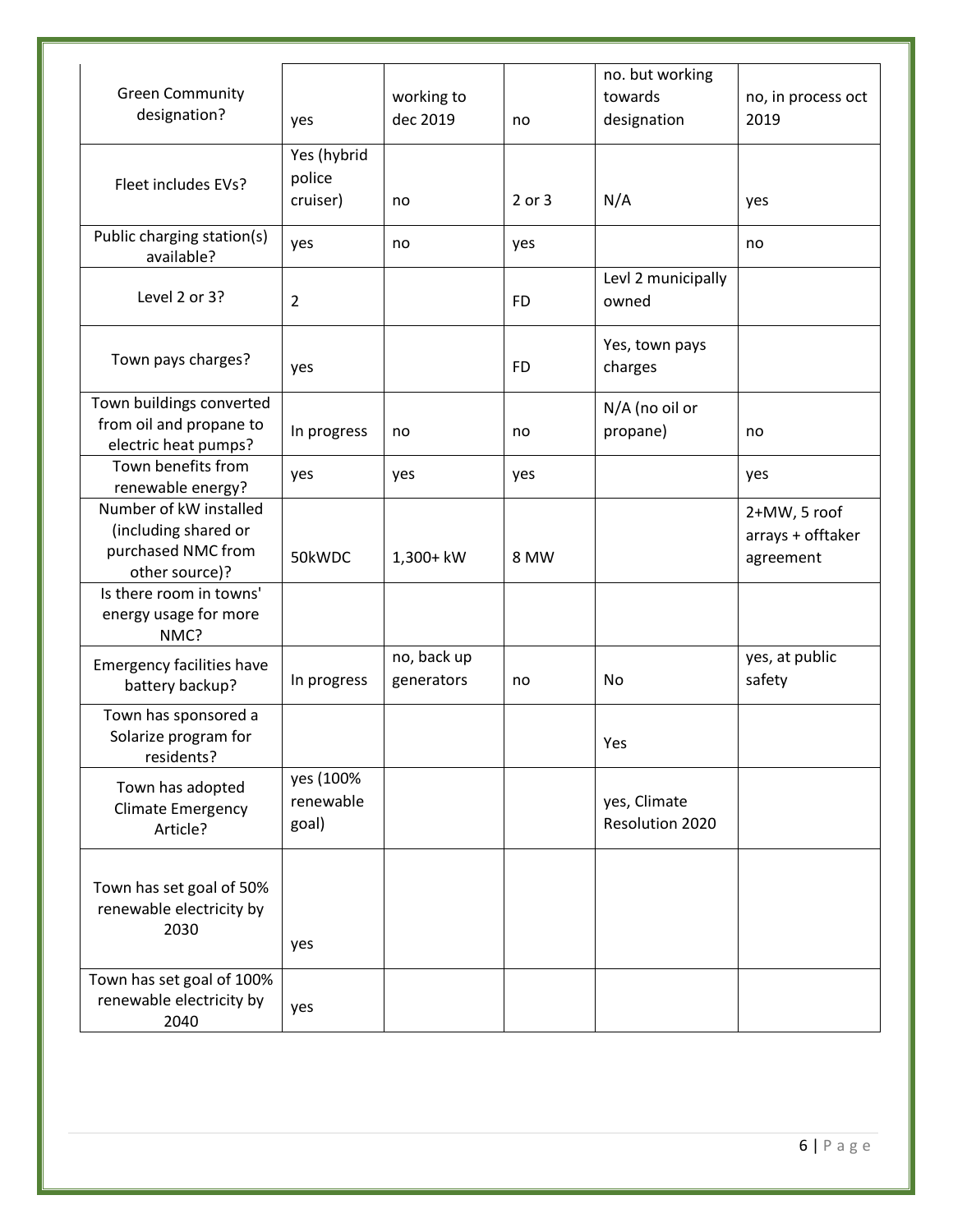| Green Community designation? | yes | working to dec 2019 | no | no. but working towards designation | no, in process oct 2019 |
|---|---|---|---|---|---|
| Fleet includes EVs? | Yes (hybrid police cruiser) | no | 2 or 3 | N/A | yes |
| Public charging station(s) available? | yes | no | yes | | no |
| Level 2 or 3? | 2 | | FD | Levl 2 municipally owned | |
| Town pays charges? | yes | | FD | Yes, town pays charges | |
| Town buildings converted from oil and propane to electric heat pumps? | In progress | no | no | N/A (no oil or propane) | no |
| Town benefits from renewable energy? | yes | yes | yes | | yes |
| Number of kW installed (including shared or purchased NMC from other source)? | 50kWDC | 1,300+ kW | 8 MW | | 2+MW, 5 roof arrays + offtaker agreement |
| Is there room in towns' energy usage for more NMC? | | | | | |
| Emergency facilities have battery backup? | In progress | no, back up generators | no | No | yes, at public safety |
| Town has sponsored a Solarize program for residents? | | | | Yes | |
| Town has adopted Climate Emergency Article? | yes (100% renewable goal) | | | yes, Climate Resolution 2020 | |
| Town has set goal of 50% renewable electricity by 2030 | yes | | | | |
| Town has set goal of 100% renewable electricity by 2040 | yes | | | | |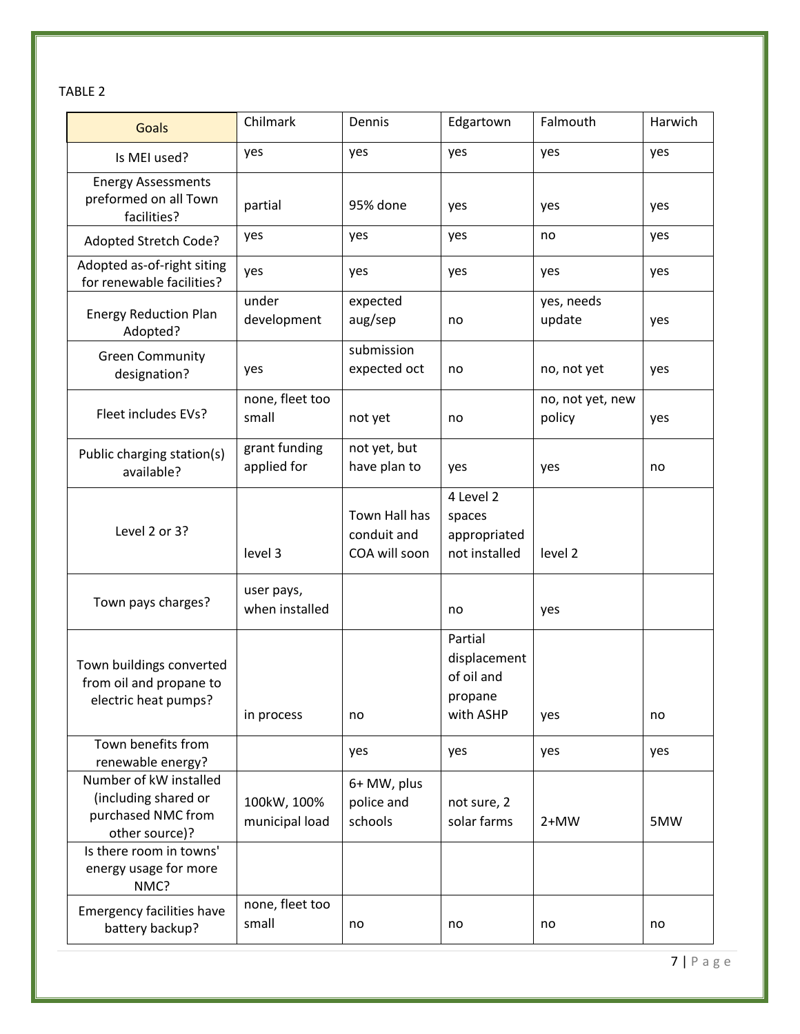TABLE 2

| Goals | Chilmark | Dennis | Edgartown | Falmouth | Harwich |
|---|---|---|---|---|---|
| Is MEI used? | yes | yes | yes | yes | yes |
| Energy Assessments preformed on all Town facilities? | partial | 95% done | yes | yes | yes |
| Adopted Stretch Code? | yes | yes | yes | no | yes |
| Adopted as-of-right siting for renewable facilities? | yes | yes | yes | yes | yes |
| Energy Reduction Plan Adopted? | under development | expected aug/sep | no | yes, needs update | yes |
| Green Community designation? | yes | submission expected oct | no | no, not yet | yes |
| Fleet includes EVs? | none, fleet too small | not yet | no | no, not yet, new policy | yes |
| Public charging station(s) available? | grant funding applied for | not yet, but have plan to | yes | yes | no |
| Level 2 or 3? | level 3 | Town Hall has conduit and COA will soon | 4 Level 2 spaces appropriated not installed | level 2 | |
| Town pays charges? | user pays, when installed | | no | yes | |
| Town buildings converted from oil and propane to electric heat pumps? | in process | no | Partial displacement of oil and propane with ASHP | yes | no |
| Town benefits from renewable energy? | | yes | yes | yes | yes |
| Number of kW installed (including shared or purchased NMC from other source)? | 100kW, 100% municipal load | 6+ MW, plus police and schools | not sure, 2 solar farms | 2+MW | 5MW |
| Is there room in towns' energy usage for more NMC? | | | | | |
| Emergency facilities have battery backup? | none, fleet too small | no | no | no | no |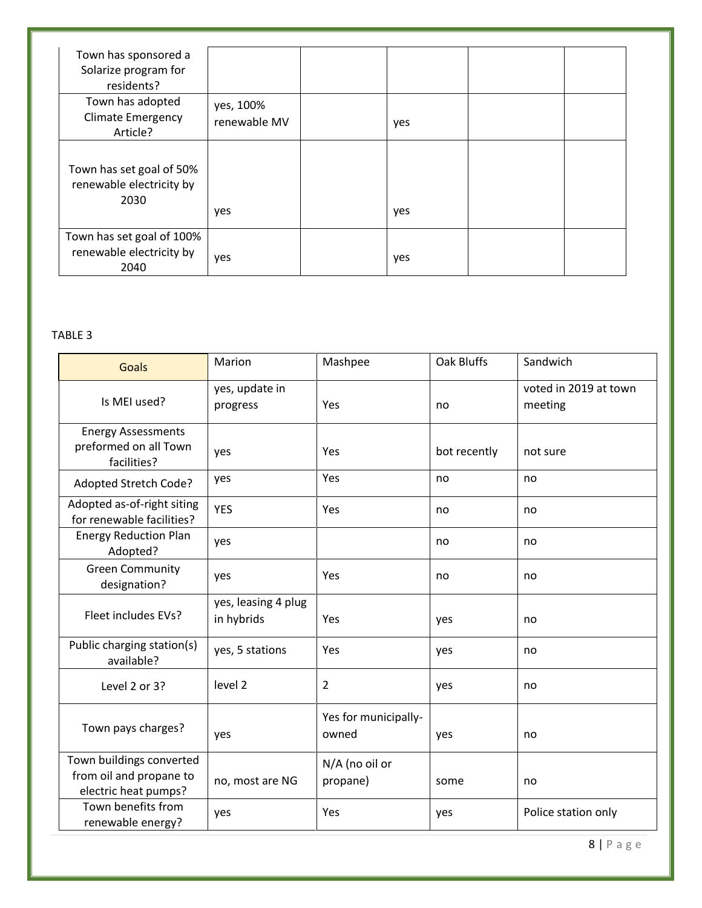| | | | | | |
|---|---|---|---|---|---|
| Town has sponsored a Solarize program for residents? | | | | | |
| Town has adopted Climate Emergency Article? | yes, 100% renewable MV | | yes | | |
| Town has set goal of 50% renewable electricity by 2030 | yes | | yes | | |
| Town has set goal of 100% renewable electricity by 2040 | yes | | yes | | |

TABLE 3

| Goals | Marion | Mashpee | Oak Bluffs | Sandwich |
|---|---|---|---|---|
| Is MEI used? | yes, update in progress | Yes | no | voted in 2019 at town meeting |
| Energy Assessments preformed on all Town facilities? | yes | Yes | bot recently | not sure |
| Adopted Stretch Code? | yes | Yes | no | no |
| Adopted as-of-right siting for renewable facilities? | YES | Yes | no | no |
| Energy Reduction Plan Adopted? | yes | | no | no |
| Green Community designation? | yes | Yes | no | no |
| Fleet includes EVs? | yes, leasing 4 plug in hybrids | Yes | yes | no |
| Public charging station(s) available? | yes, 5 stations | Yes | yes | no |
| Level 2 or 3? | level 2 | 2 | yes | no |
| Town pays charges? | yes | Yes for municipally-owned | yes | no |
| Town buildings converted from oil and propane to electric heat pumps? | no, most are NG | N/A (no oil or propane) | some | no |
| Town benefits from renewable energy? | yes | Yes | yes | Police station only |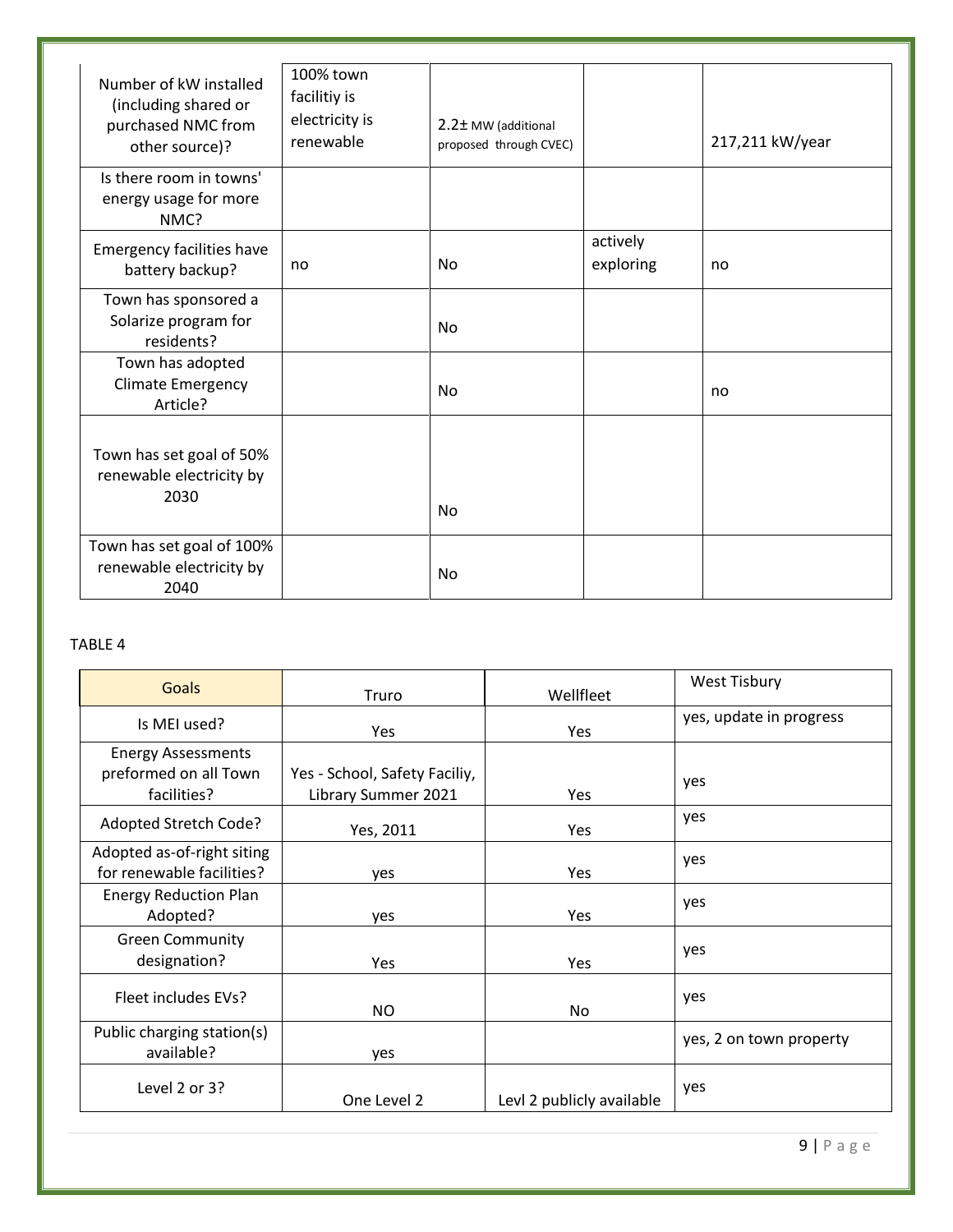| Number of kW installed (including shared or purchased NMC from other source)? | 100% town facilitiy is electricity is renewable | 2.2± MW (additional proposed through CVEC) | | 217,211 kW/year |
|---|---|---|---|---|
| Is there room in towns' energy usage for more NMC? | | | | |
| Emergency facilities have battery backup? | no | No | actively exploring | no |
| Town has sponsored a Solarize program for residents? | | No | | |
| Town has adopted Climate Emergency Article? | | No | | no |
| Town has set goal of 50% renewable electricity by 2030 | | No | | |
| Town has set goal of 100% renewable electricity by 2040 | | No | | |

TABLE 4

| Goals | Truro | Wellfleet | West Tisbury |
|---|---|---|---|
| Is MEI used? | Yes | Yes | yes, update in progress |
| Energy Assessments preformed on all Town facilities? | Yes - School, Safety Faciliy, Library Summer 2021 | Yes | yes |
| Adopted Stretch Code? | Yes, 2011 | Yes | yes |
| Adopted as-of-right siting for renewable facilities? | yes | Yes | yes |
| Energy Reduction Plan Adopted? | yes | Yes | yes |
| Green Community designation? | Yes | Yes | yes |
| Fleet includes EVs? | NO | No | yes |
| Public charging station(s) available? | yes | | yes, 2 on town property |
| Level 2 or 3? | One Level 2 | Levl 2 publicly available | yes |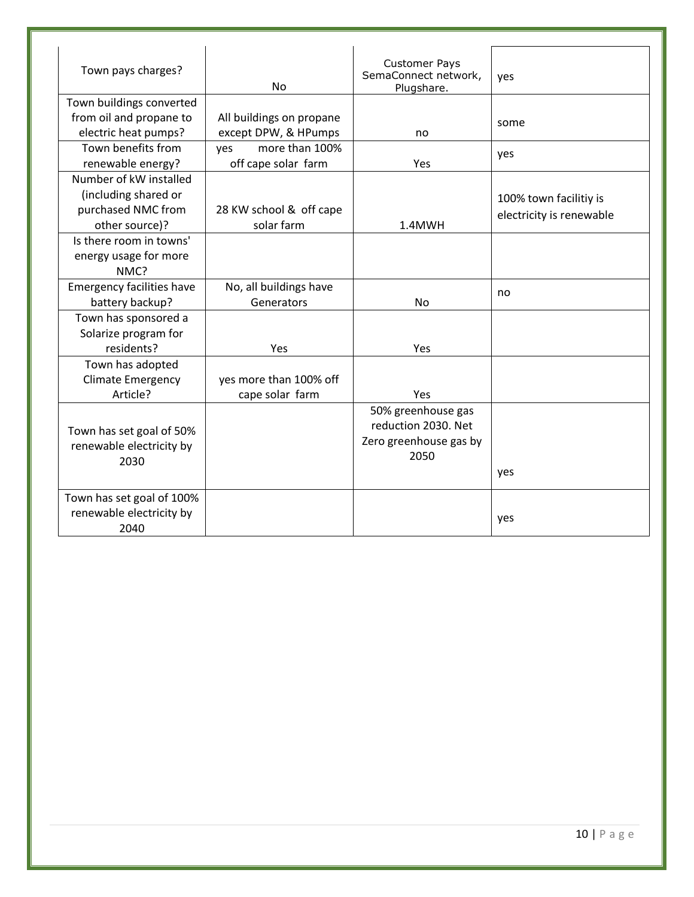| Town pays charges? | No | Customer Pays SemaConnect network, Plugshare. | yes |
|---|---|---|---|
| Town buildings converted from oil and propane to electric heat pumps? | All buildings on propane except DPW, & HPumps | no | some |
| Town benefits from renewable energy? | yes more than 100% off cape solar farm | Yes | yes |
| Number of kW installed (including shared or purchased NMC from other source)? | 28 KW school & off cape solar farm | 1.4MWH | 100% town facilitiy is electricity is renewable |
| Is there room in towns' energy usage for more NMC? | | | |
| Emergency facilities have battery backup? | No, all buildings have Generators | No | no |
| Town has sponsored a Solarize program for residents? | Yes | Yes | |
| Town has adopted Climate Emergency Article? | yes more than 100% off cape solar farm | Yes | |
| Town has set goal of 50% renewable electricity by 2030 | | 50% greenhouse gas reduction 2030. Net Zero greenhouse gas by 2050 | yes |
| Town has set goal of 100% renewable electricity by 2040 | | | yes |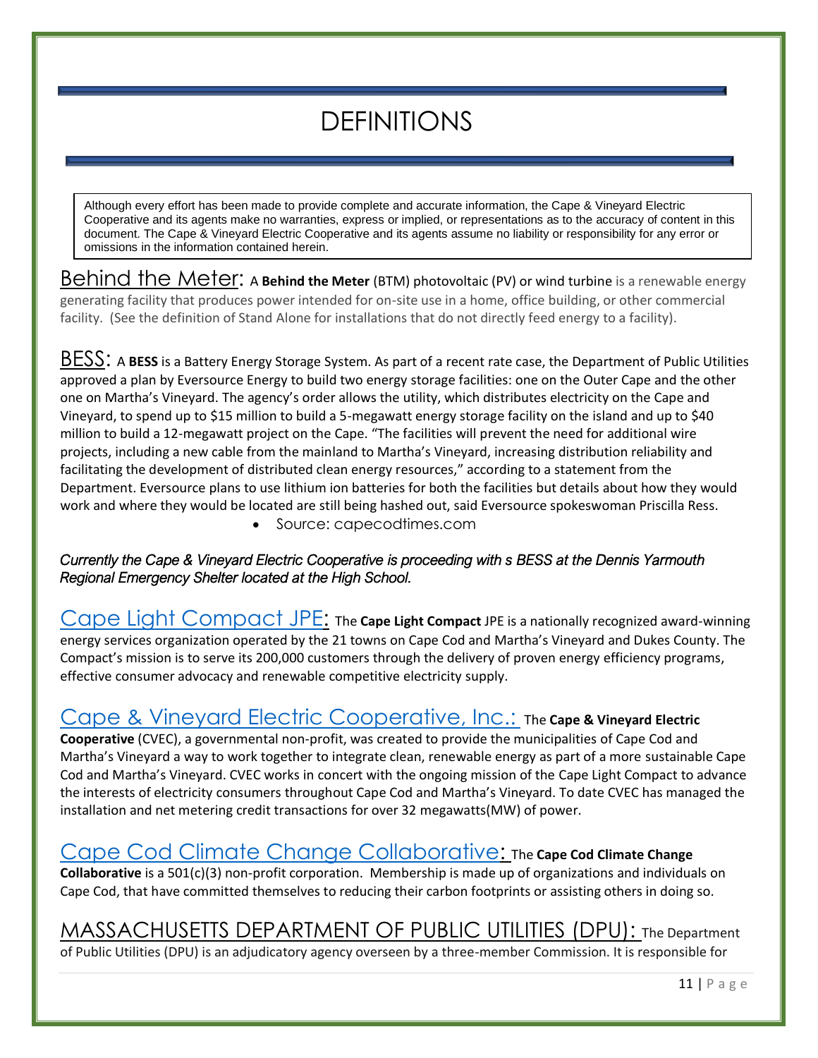# DEFINITIONS

> Although every effort has been made to provide complete and accurate information, the Cape & Vineyard Electric Cooperative and its agents make no warranties, express or implied, or representations as to the accuracy of content in this document. The Cape & Vineyard Electric Cooperative and its agents assume no liability or responsibility for any error or omissions in the information contained herein.

Behind the Meter: A **Behind the Meter** (BTM) photovoltaic (PV) or wind turbine is a renewable energy generating facility that produces power intended for on-site use in a home, office building, or other commercial facility. (See the definition of Stand Alone for installations that do not directly feed energy to a facility).

BESS: A **BESS** is a Battery Energy Storage System. As part of a recent rate case, the Department of Public Utilities approved a plan by Eversource Energy to build two energy storage facilities: one on the Outer Cape and the other one on Martha's Vineyard. The agency's order allows the utility, which distributes electricity on the Cape and Vineyard, to spend up to $15 million to build a 5-megawatt energy storage facility on the island and up to $40 million to build a 12-megawatt project on the Cape. "The facilities will prevent the need for additional wire projects, including a new cable from the mainland to Martha's Vineyard, increasing distribution reliability and facilitating the development of distributed clean energy resources," according to a statement from the Department. Eversource plans to use lithium ion batteries for both the facilities but details about how they would work and where they would be located are still being hashed out, said Eversource spokeswoman Priscilla Ress.

- Source: capecodtimes.com

*Currently the Cape & Vineyard Electric Cooperative is proceeding with s BESS at the Dennis Yarmouth Regional Emergency Shelter located at the High School.*

Cape Light Compact JPE: The **Cape Light Compact** JPE is a nationally recognized award-winning energy services organization operated by the 21 towns on Cape Cod and Martha's Vineyard and Dukes County. The Compact's mission is to serve its 200,000 customers through the delivery of proven energy efficiency programs, effective consumer advocacy and renewable competitive electricity supply.

Cape & Vineyard Electric Cooperative, Inc.: The **Cape & Vineyard Electric Cooperative** (CVEC), a governmental non-profit, was created to provide the municipalities of Cape Cod and Martha's Vineyard a way to work together to integrate clean, renewable energy as part of a more sustainable Cape Cod and Martha's Vineyard. CVEC works in concert with the ongoing mission of the Cape Light Compact to advance the interests of electricity consumers throughout Cape Cod and Martha's Vineyard. To date CVEC has managed the installation and net metering credit transactions for over 32 megawatts(MW) of power.

Cape Cod Climate Change Collaborative: The **Cape Cod Climate Change Collaborative** is a 501(c)(3) non-profit corporation. Membership is made up of organizations and individuals on Cape Cod, that have committed themselves to reducing their carbon footprints or assisting others in doing so.

MASSACHUSETTS DEPARTMENT OF PUBLIC UTILITIES (DPU): The Department of Public Utilities (DPU) is an adjudicatory agency overseen by a three-member Commission. It is responsible for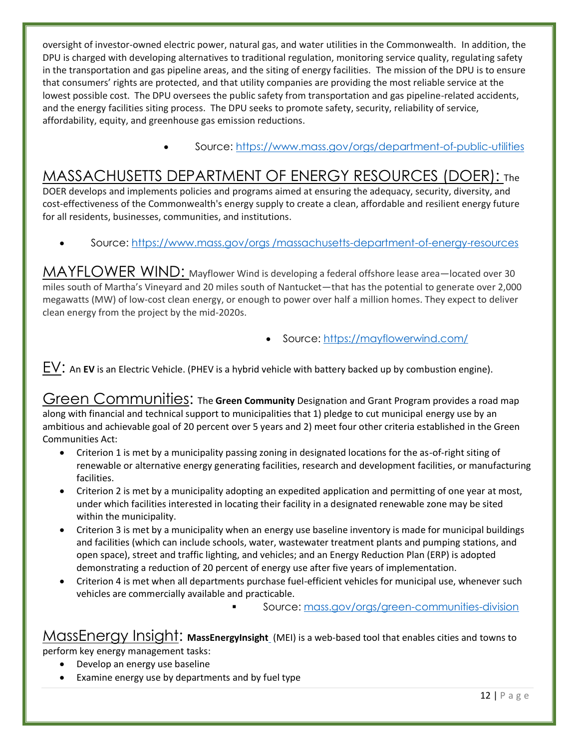oversight of investor-owned electric power, natural gas, and water utilities in the Commonwealth. In addition, the DPU is charged with developing alternatives to traditional regulation, monitoring service quality, regulating safety in the transportation and gas pipeline areas, and the siting of energy facilities. The mission of the DPU is to ensure that consumers' rights are protected, and that utility companies are providing the most reliable service at the lowest possible cost. The DPU oversees the public safety from transportation and gas pipeline-related accidents, and the energy facilities siting process. The DPU seeks to promote safety, security, reliability of service, affordability, equity, and greenhouse gas emission reductions.

- Source: https://www.mass.gov/orgs/department-of-public-utilities

MASSACHUSETTS DEPARTMENT OF ENERGY RESOURCES (DOER): The DOER develops and implements policies and programs aimed at ensuring the adequacy, security, diversity, and cost-effectiveness of the Commonwealth's energy supply to create a clean, affordable and resilient energy future for all residents, businesses, communities, and institutions.

- Source: https://www.mass.gov/orgs /massachusetts-department-of-energy-resources

MAYFLOWER WIND: Mayflower Wind is developing a federal offshore lease area—located over 30 miles south of Martha's Vineyard and 20 miles south of Nantucket—that has the potential to generate over 2,000 megawatts (MW) of low-cost clean energy, or enough to power over half a million homes. They expect to deliver clean energy from the project by the mid-2020s.

- Source: https://mayflowerwind.com/

EV: An **EV** is an Electric Vehicle. (PHEV is a hybrid vehicle with battery backed up by combustion engine).

Green Communities: The **Green Community** Designation and Grant Program provides a road map along with financial and technical support to municipalities that 1) pledge to cut municipal energy use by an ambitious and achievable goal of 20 percent over 5 years and 2) meet four other criteria established in the Green Communities Act:

- Criterion 1 is met by a municipality passing zoning in designated locations for the as-of-right siting of renewable or alternative energy generating facilities, research and development facilities, or manufacturing facilities.
- Criterion 2 is met by a municipality adopting an expedited application and permitting of one year at most, under which facilities interested in locating their facility in a designated renewable zone may be sited within the municipality.
- Criterion 3 is met by a municipality when an energy use baseline inventory is made for municipal buildings and facilities (which can include schools, water, wastewater treatment plants and pumping stations, and open space), street and traffic lighting, and vehicles; and an Energy Reduction Plan (ERP) is adopted demonstrating a reduction of 20 percent of energy use after five years of implementation.
- Criterion 4 is met when all departments purchase fuel-efficient vehicles for municipal use, whenever such vehicles are commercially available and practicable.
  - Source: mass.gov/orgs/green-communities-division

MassEnergy Insight: **MassEnergyInsight** (MEI) is a web-based tool that enables cities and towns to perform key energy management tasks:

- Develop an energy use baseline
- Examine energy use by departments and by fuel type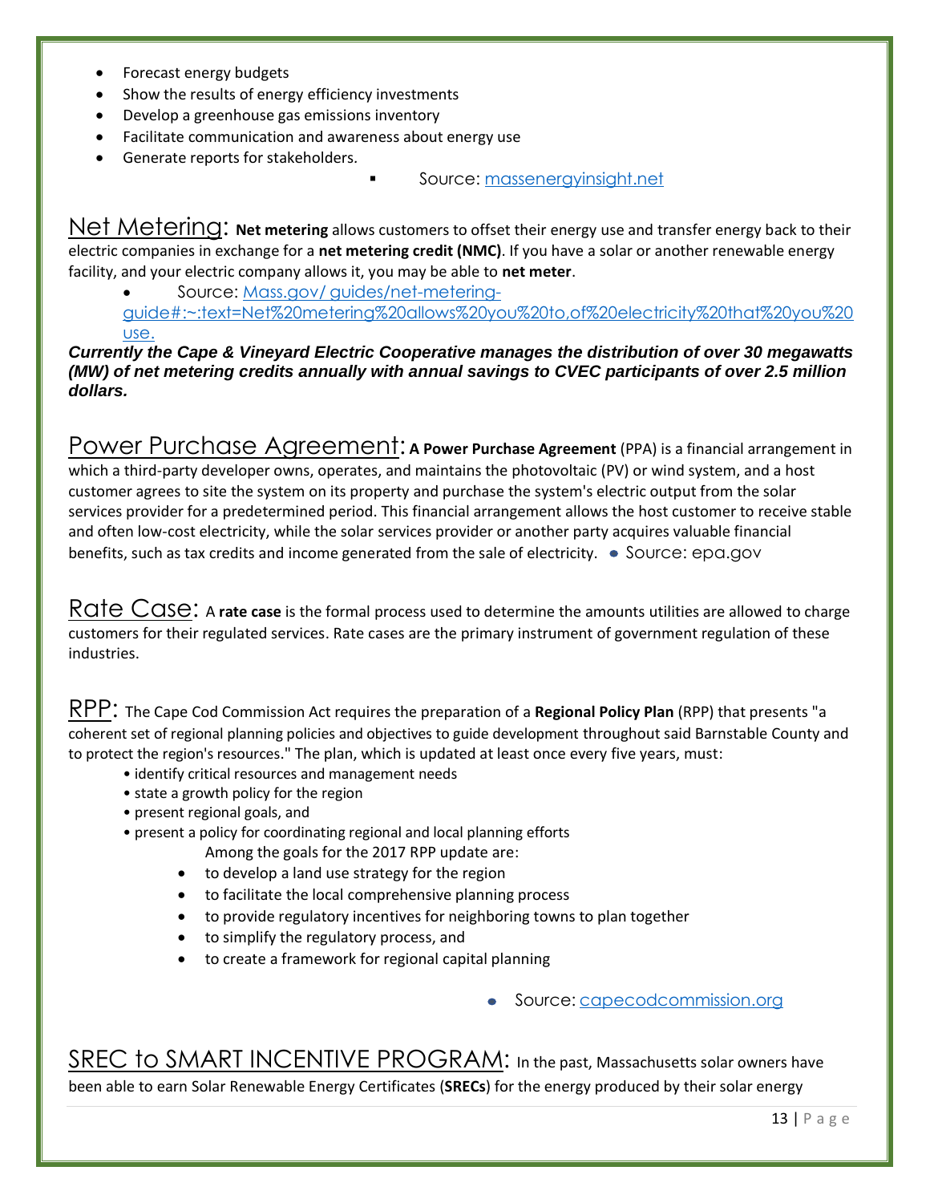- Forecast energy budgets
- Show the results of energy efficiency investments
- Develop a greenhouse gas emissions inventory
- Facilitate communication and awareness about energy use
- Generate reports for stakeholders.
  - Source: [massenergyinsight.net](massenergyinsight.net)

Net Metering: **Net metering** allows customers to offset their energy use and transfer energy back to their electric companies in exchange for a **net metering credit (NMC)**. If you have a solar or another renewable energy facility, and your electric company allows it, you may be able to **net meter**.

- Source: [Mass.gov/ guides/net-metering-guide#:~:text=Net%20metering%20allows%20you%20to,of%20electricity%20that%20you%20use.](Mass.gov/guides/net-metering-guide#:~:text=Net%20metering%20allows%20you%20to,of%20electricity%20that%20you%20use.)

***Currently the Cape & Vineyard Electric Cooperative manages the distribution of over 30 megawatts (MW) of net metering credits annually with annual savings to CVEC participants of over 2.5 million dollars.***

Power Purchase Agreement: **A Power Purchase Agreement** (PPA) is a financial arrangement in which a third-party developer owns, operates, and maintains the photovoltaic (PV) or wind system, and a host customer agrees to site the system on its property and purchase the system's electric output from the solar services provider for a predetermined period. This financial arrangement allows the host customer to receive stable and often low-cost electricity, while the solar services provider or another party acquires valuable financial benefits, such as tax credits and income generated from the sale of electricity. • Source: epa.gov

Rate Case: A **rate case** is the formal process used to determine the amounts utilities are allowed to charge customers for their regulated services. Rate cases are the primary instrument of government regulation of these industries.

RPP: The Cape Cod Commission Act requires the preparation of a **Regional Policy Plan** (RPP) that presents "a coherent set of regional planning policies and objectives to guide development throughout said Barnstable County and to protect the region's resources." The plan, which is updated at least once every five years, must:

- identify critical resources and management needs
- state a growth policy for the region
- present regional goals, and
- present a policy for coordinating regional and local planning efforts

Among the goals for the 2017 RPP update are:

- to develop a land use strategy for the region
- to facilitate the local comprehensive planning process
- to provide regulatory incentives for neighboring towns to plan together
- to simplify the regulatory process, and
- to create a framework for regional capital planning

- Source: [capecodcommission.org](capecodcommission.org)

SREC to SMART INCENTIVE PROGRAM: In the past, Massachusetts solar owners have been able to earn Solar Renewable Energy Certificates (**SRECs**) for the energy produced by their solar energy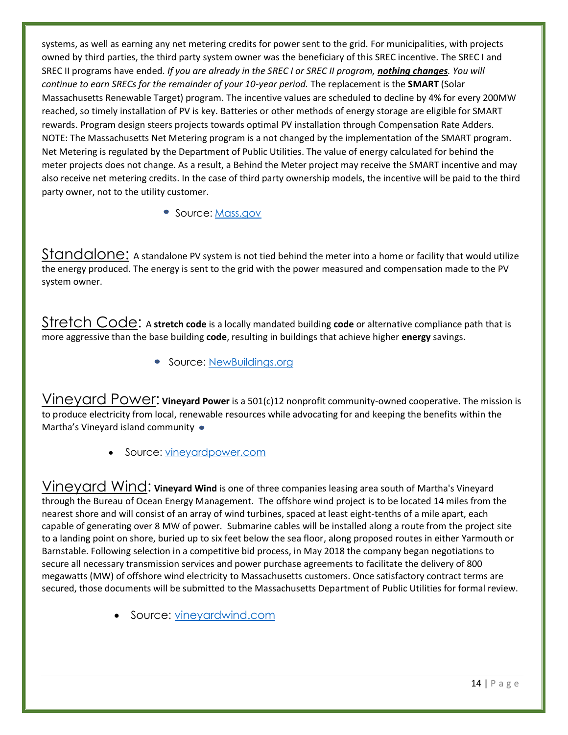systems, as well as earning any net metering credits for power sent to the grid. For municipalities, with projects owned by third parties, the third party system owner was the beneficiary of this SREC incentive. The SREC I and SREC II programs have ended. *If you are already in the SREC I or SREC II program, **nothing changes**. You will continue to earn SRECs for the remainder of your 10-year period.* The replacement is the **SMART** (Solar Massachusetts Renewable Target) program. The incentive values are scheduled to decline by 4% for every 200MW reached, so timely installation of PV is key. Batteries or other methods of energy storage are eligible for SMART rewards. Program design steers projects towards optimal PV installation through Compensation Rate Adders. NOTE: The Massachusetts Net Metering program is a not changed by the implementation of the SMART program. Net Metering is regulated by the Department of Public Utilities. The value of energy calculated for behind the meter projects does not change. As a result, a Behind the Meter project may receive the SMART incentive and may also receive net metering credits. In the case of third party ownership models, the incentive will be paid to the third party owner, not to the utility customer.

- Source: Mass.gov

**Standalone:** A standalone PV system is not tied behind the meter into a home or facility that would utilize the energy produced. The energy is sent to the grid with the power measured and compensation made to the PV system owner.

**Stretch Code:** A **stretch code** is a locally mandated building **code** or alternative compliance path that is more aggressive than the base building **code**, resulting in buildings that achieve higher **energy** savings.

- Source: NewBuildings.org

**Vineyard Power:** **Vineyard Power** is a 501(c)12 nonprofit community-owned cooperative. The mission is to produce electricity from local, renewable resources while advocating for and keeping the benefits within the Martha's Vineyard island community

- Source: vineyardpower.com

**Vineyard Wind:** **Vineyard Wind** is one of three companies leasing area south of Martha's Vineyard through the Bureau of Ocean Energy Management. The offshore wind project is to be located 14 miles from the nearest shore and will consist of an array of wind turbines, spaced at least eight-tenths of a mile apart, each capable of generating over 8 MW of power. Submarine cables will be installed along a route from the project site to a landing point on shore, buried up to six feet below the sea floor, along proposed routes in either Yarmouth or Barnstable. Following selection in a competitive bid process, in May 2018 the company began negotiations to secure all necessary transmission services and power purchase agreements to facilitate the delivery of 800 megawatts (MW) of offshore wind electricity to Massachusetts customers. Once satisfactory contract terms are secured, those documents will be submitted to the Massachusetts Department of Public Utilities for formal review.

- Source: vineyardwind.com